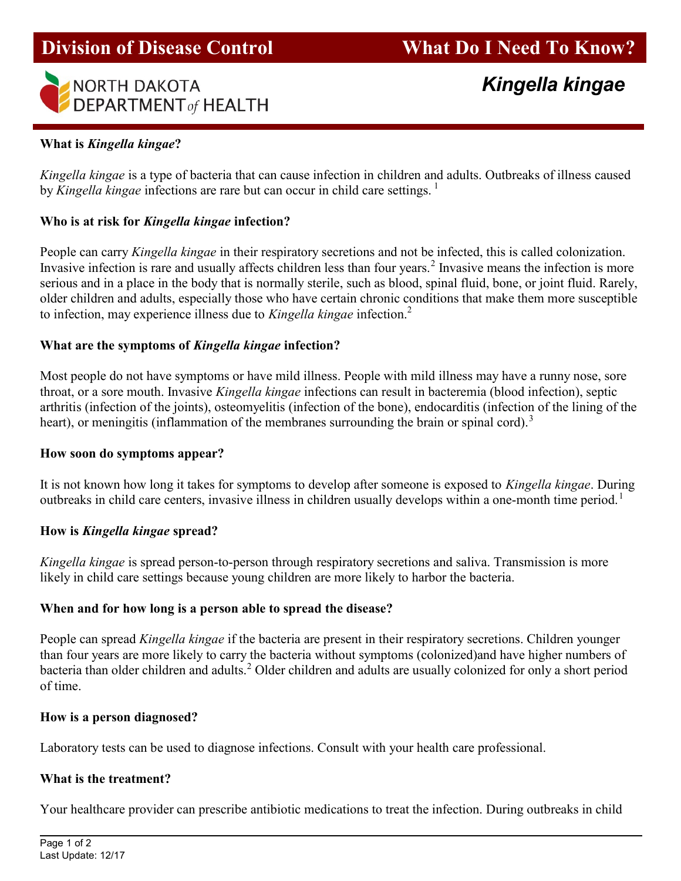# Division of Disease Control — What Do I Need To Know?

NORTH DAKOTA DEPARTMENT *of* HEALTH

## *Kingella kingae*

### What is *Kingella kingae*?

*Kingella kingae* is a type of bacteria that can cause infection in children and adults. Outbreaks of illness caused by *Kingella kingae* infections are rare but can occur in child care settings. [1]

### Who is at risk for *Kingella kingae* infection?

People can carry *Kingella kingae* in their respiratory secretions and not be infected, this is called colonization. Invasive infection is rare and usually affects children less than four years.[2] Invasive means the infection is more serious and in a place in the body that is normally sterile, such as blood, spinal fluid, bone, or joint fluid. Rarely, older children and adults, especially those who have certain chronic conditions that make them more susceptible to infection, may experience illness due to *Kingella kingae* infection.[2]

### What are the symptoms of *Kingella kingae* infection?

Most people do not have symptoms or have mild illness. People with mild illness may have a runny nose, sore throat, or a sore mouth. Invasive *Kingella kingae* infections can result in bacteremia (blood infection), septic arthritis (infection of the joints), osteomyelitis (infection of the bone), endocarditis (infection of the lining of the heart), or meningitis (inflammation of the membranes surrounding the brain or spinal cord).[3]

### How soon do symptoms appear?

It is not known how long it takes for symptoms to develop after someone is exposed to *Kingella kingae*. During outbreaks in child care centers, invasive illness in children usually develops within a one-month time period.[1]

### How is *Kingella kingae* spread?

*Kingella kingae* is spread person-to-person through respiratory secretions and saliva. Transmission is more likely in child care settings because young children are more likely to harbor the bacteria.

### When and for how long is a person able to spread the disease?

People can spread *Kingella kingae* if the bacteria are present in their respiratory secretions. Children younger than four years are more likely to carry the bacteria without symptoms (colonized)and have higher numbers of bacteria than older children and adults.[2] Older children and adults are usually colonized for only a short period of time.

### How is a person diagnosed?

Laboratory tests can be used to diagnose infections. Consult with your health care professional.

### What is the treatment?

Your healthcare provider can prescribe antibiotic medications to treat the infection. During outbreaks in child

Last Update: 12/17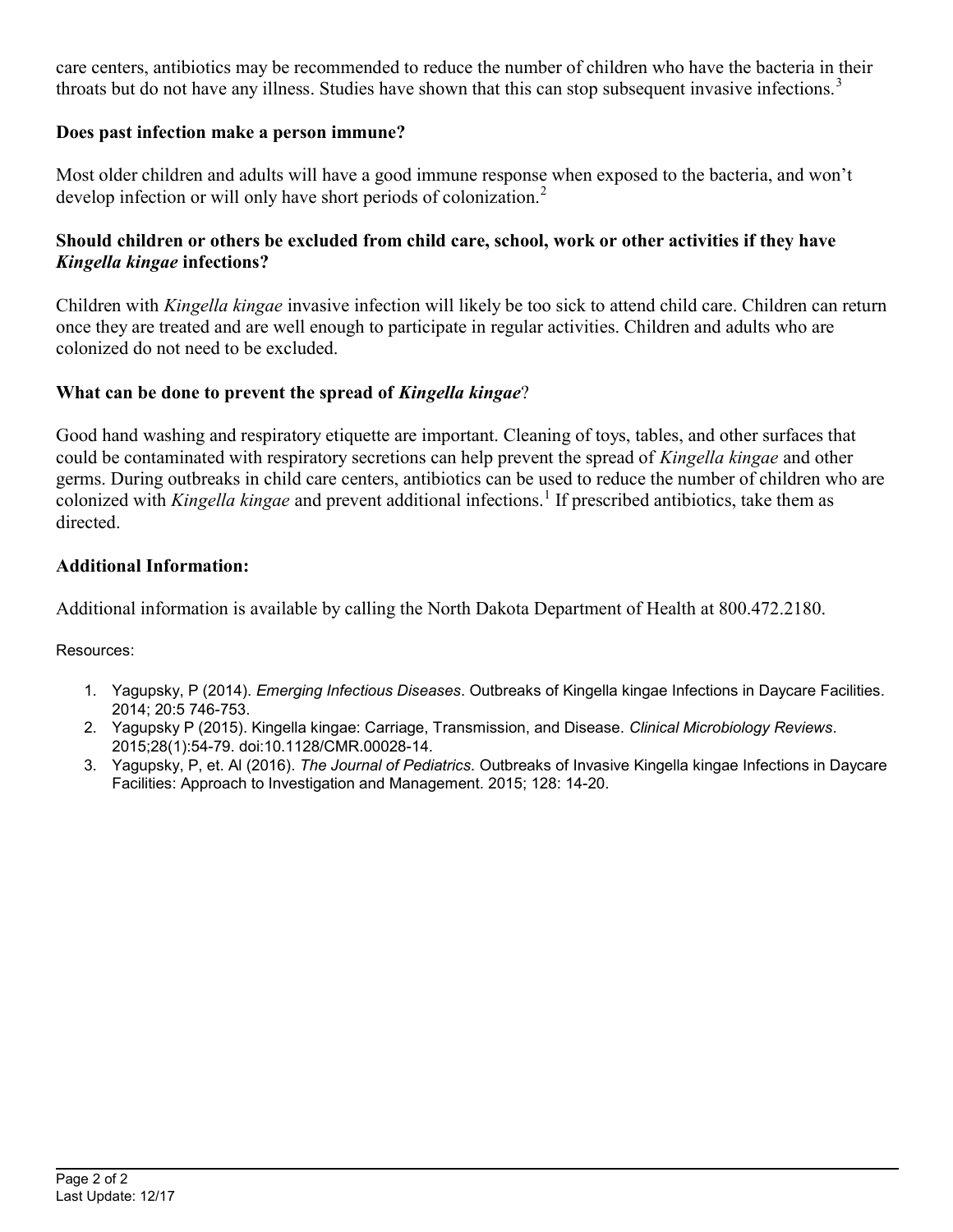care centers, antibiotics may be recommended to reduce the number of children who have the bacteria in their throats but do not have any illness. Studies have shown that this can stop subsequent invasive infections.[3]

**Does past infection make a person immune?**

Most older children and adults will have a good immune response when exposed to the bacteria, and won't develop infection or will only have short periods of colonization.[2]

**Should children or others be excluded from child care, school, work or other activities if they have *Kingella kingae* infections?**

Children with *Kingella kingae* invasive infection will likely be too sick to attend child care. Children can return once they are treated and are well enough to participate in regular activities. Children and adults who are colonized do not need to be excluded.

**What can be done to prevent the spread of *Kingella kingae*?**

Good hand washing and respiratory etiquette are important. Cleaning of toys, tables, and other surfaces that could be contaminated with respiratory secretions can help prevent the spread of *Kingella kingae* and other germs. During outbreaks in child care centers, antibiotics can be used to reduce the number of children who are colonized with *Kingella kingae* and prevent additional infections.[1] If prescribed antibiotics, take them as directed.

**Additional Information:**

Additional information is available by calling the North Dakota Department of Health at 800.472.2180.

Resources:

1. Yagupsky, P (2014). *Emerging Infectious Diseases*. Outbreaks of Kingella kingae Infections in Daycare Facilities. 2014; 20:5 746-753.
2. Yagupsky P (2015). Kingella kingae: Carriage, Transmission, and Disease. *Clinical Microbiology Reviews*. 2015;28(1):54-79. doi:10.1128/CMR.00028-14.
3. Yagupsky, P, et. Al (2016). *The Journal of Pediatrics.* Outbreaks of Invasive Kingella kingae Infections in Daycare Facilities: Approach to Investigation and Management. 2015; 128: 14-20.

Last Update: 12/17